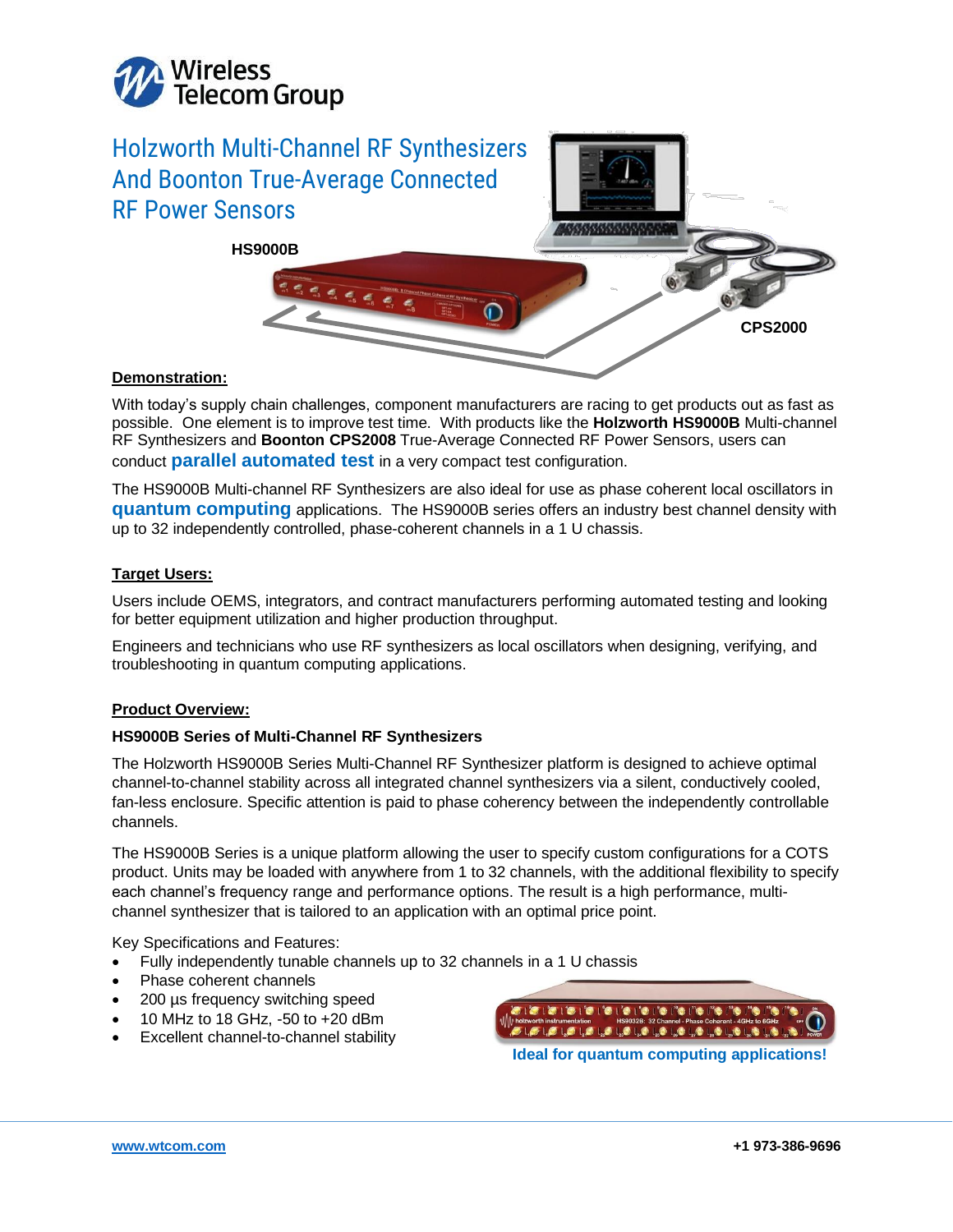Wireless Telecom Group

# Holzworth Multi-Channel RF Synthesizers And Boonton True-Average Connected RF Power Sensors

**HS9000B**

**CPS2000**

## Demonstration:

With today's supply chain challenges, component manufacturers are racing to get products out as fast as possible. One element is to improve test time. With products like the **Holzworth HS9000B** Multi-channel RF Synthesizers and **Boonton CPS2008** True-Average Connected RF Power Sensors, users can conduct **parallel automated test** in a very compact test configuration.

The HS9000B Multi-channel RF Synthesizers are also ideal for use as phase coherent local oscillators in **quantum computing** applications. The HS9000B series offers an industry best channel density with up to 32 independently controlled, phase-coherent channels in a 1 U chassis.

## Target Users:

Users include OEMS, integrators, and contract manufacturers performing automated testing and looking for better equipment utilization and higher production throughput.

Engineers and technicians who use RF synthesizers as local oscillators when designing, verifying, and troubleshooting in quantum computing applications.

## Product Overview:

### HS9000B Series of Multi-Channel RF Synthesizers

The Holzworth HS9000B Series Multi-Channel RF Synthesizer platform is designed to achieve optimal channel-to-channel stability across all integrated channel synthesizers via a silent, conductively cooled, fan-less enclosure. Specific attention is paid to phase coherency between the independently controllable channels.

The HS9000B Series is a unique platform allowing the user to specify custom configurations for a COTS product. Units may be loaded with anywhere from 1 to 32 channels, with the additional flexibility to specify each channel's frequency range and performance options. The result is a high performance, multi-channel synthesizer that is tailored to an application with an optimal price point.

Key Specifications and Features:

- Fully independently tunable channels up to 32 channels in a 1 U chassis
- Phase coherent channels
- 200 µs frequency switching speed
- 10 MHz to 18 GHz, -50 to +20 dBm
- Excellent channel-to-channel stability

**Ideal for quantum computing applications!**

www.wtcom.com

**+1 973-386-9696**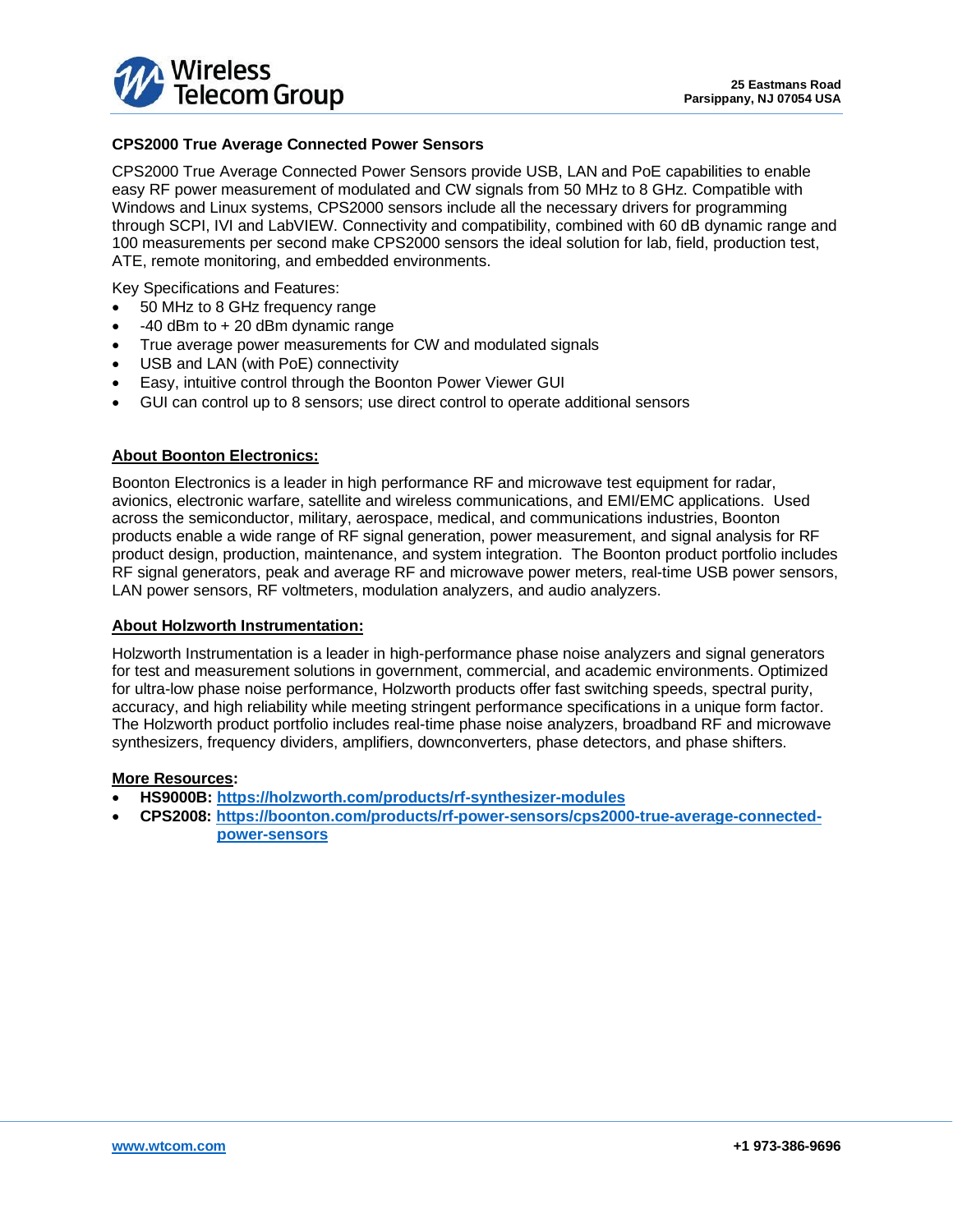### CPS2000 True Average Connected Power Sensors

CPS2000 True Average Connected Power Sensors provide USB, LAN and PoE capabilities to enable easy RF power measurement of modulated and CW signals from 50 MHz to 8 GHz. Compatible with Windows and Linux systems, CPS2000 sensors include all the necessary drivers for programming through SCPI, IVI and LabVIEW. Connectivity and compatibility, combined with 60 dB dynamic range and 100 measurements per second make CPS2000 sensors the ideal solution for lab, field, production test, ATE, remote monitoring, and embedded environments.

Key Specifications and Features:

- 50 MHz to 8 GHz frequency range
- -40 dBm to + 20 dBm dynamic range
- True average power measurements for CW and modulated signals
- USB and LAN (with PoE) connectivity
- Easy, intuitive control through the Boonton Power Viewer GUI
- GUI can control up to 8 sensors; use direct control to operate additional sensors

**About Boonton Electronics:**

Boonton Electronics is a leader in high performance RF and microwave test equipment for radar, avionics, electronic warfare, satellite and wireless communications, and EMI/EMC applications. Used across the semiconductor, military, aerospace, medical, and communications industries, Boonton products enable a wide range of RF signal generation, power measurement, and signal analysis for RF product design, production, maintenance, and system integration. The Boonton product portfolio includes RF signal generators, peak and average RF and microwave power meters, real-time USB power sensors, LAN power sensors, RF voltmeters, modulation analyzers, and audio analyzers.

**About Holzworth Instrumentation:**

Holzworth Instrumentation is a leader in high-performance phase noise analyzers and signal generators for test and measurement solutions in government, commercial, and academic environments. Optimized for ultra-low phase noise performance, Holzworth products offer fast switching speeds, spectral purity, accuracy, and high reliability while meeting stringent performance specifications in a unique form factor. The Holzworth product portfolio includes real-time phase noise analyzers, broadband RF and microwave synthesizers, frequency dividers, amplifiers, downconverters, phase detectors, and phase shifters.

**More Resources:**

- **HS9000B:** https://holzworth.com/products/rf-synthesizer-modules
- **CPS2008:** https://boonton.com/products/rf-power-sensors/cps2000-true-average-connected-power-sensors